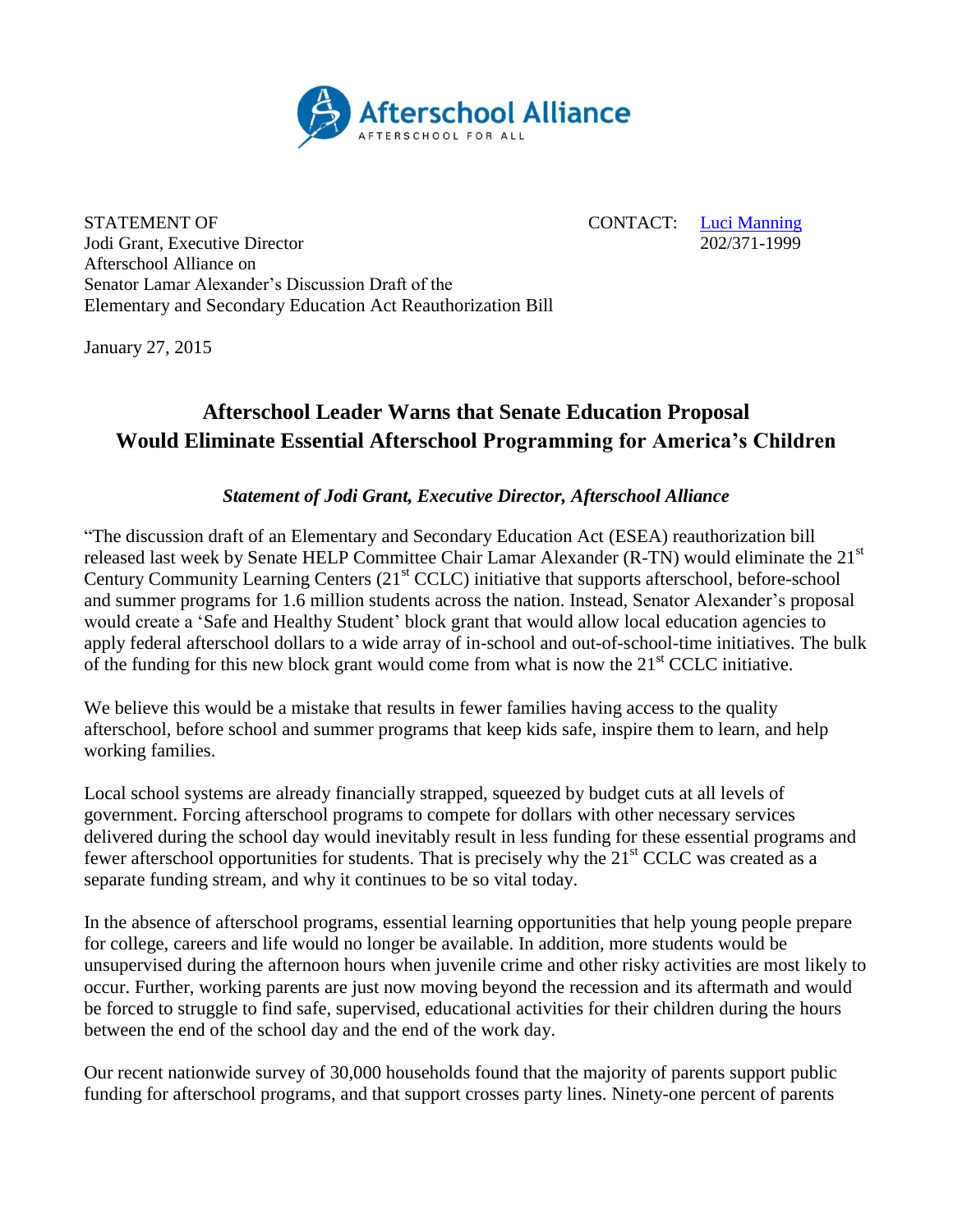Afterschool Alliance
AFTERSCHOOL FOR ALL

STATEMENT OF
Jodi Grant, Executive Director
Afterschool Alliance on
Senator Lamar Alexander's Discussion Draft of the
Elementary and Secondary Education Act Reauthorization Bill

CONTACT: Luci Manning
202/371-1999

January 27, 2015

## Afterschool Leader Warns that Senate Education Proposal Would Eliminate Essential Afterschool Programming for America's Children

***Statement of Jodi Grant, Executive Director, Afterschool Alliance***

"The discussion draft of an Elementary and Secondary Education Act (ESEA) reauthorization bill released last week by Senate HELP Committee Chair Lamar Alexander (R-TN) would eliminate the 21st Century Community Learning Centers (21st CCLC) initiative that supports afterschool, before-school and summer programs for 1.6 million students across the nation. Instead, Senator Alexander's proposal would create a 'Safe and Healthy Student' block grant that would allow local education agencies to apply federal afterschool dollars to a wide array of in-school and out-of-school-time initiatives. The bulk of the funding for this new block grant would come from what is now the 21st CCLC initiative.

We believe this would be a mistake that results in fewer families having access to the quality afterschool, before school and summer programs that keep kids safe, inspire them to learn, and help working families.

Local school systems are already financially strapped, squeezed by budget cuts at all levels of government. Forcing afterschool programs to compete for dollars with other necessary services delivered during the school day would inevitably result in less funding for these essential programs and fewer afterschool opportunities for students. That is precisely why the 21st CCLC was created as a separate funding stream, and why it continues to be so vital today.

In the absence of afterschool programs, essential learning opportunities that help young people prepare for college, careers and life would no longer be available. In addition, more students would be unsupervised during the afternoon hours when juvenile crime and other risky activities are most likely to occur. Further, working parents are just now moving beyond the recession and its aftermath and would be forced to struggle to find safe, supervised, educational activities for their children during the hours between the end of the school day and the end of the work day.

Our recent nationwide survey of 30,000 households found that the majority of parents support public funding for afterschool programs, and that support crosses party lines. Ninety-one percent of parents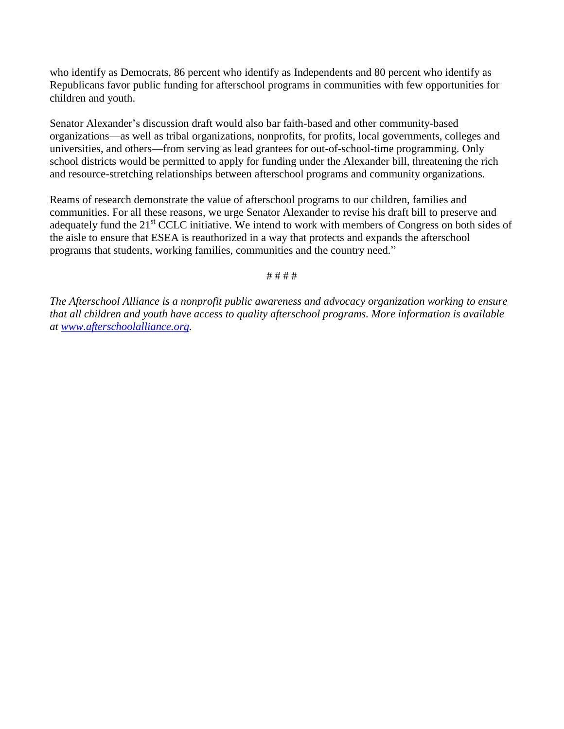who identify as Democrats, 86 percent who identify as Independents and 80 percent who identify as Republicans favor public funding for afterschool programs in communities with few opportunities for children and youth.

Senator Alexander's discussion draft would also bar faith-based and other community-based organizations—as well as tribal organizations, nonprofits, for profits, local governments, colleges and universities, and others—from serving as lead grantees for out-of-school-time programming. Only school districts would be permitted to apply for funding under the Alexander bill, threatening the rich and resource-stretching relationships between afterschool programs and community organizations.

Reams of research demonstrate the value of afterschool programs to our children, families and communities. For all these reasons, we urge Senator Alexander to revise his draft bill to preserve and adequately fund the 21st CCLC initiative. We intend to work with members of Congress on both sides of the aisle to ensure that ESEA is reauthorized in a way that protects and expands the afterschool programs that students, working families, communities and the country need."

# # # #

*The Afterschool Alliance is a nonprofit public awareness and advocacy organization working to ensure that all children and youth have access to quality afterschool programs. More information is available at [www.afterschoolalliance.org](http://www.afterschoolalliance.org).*